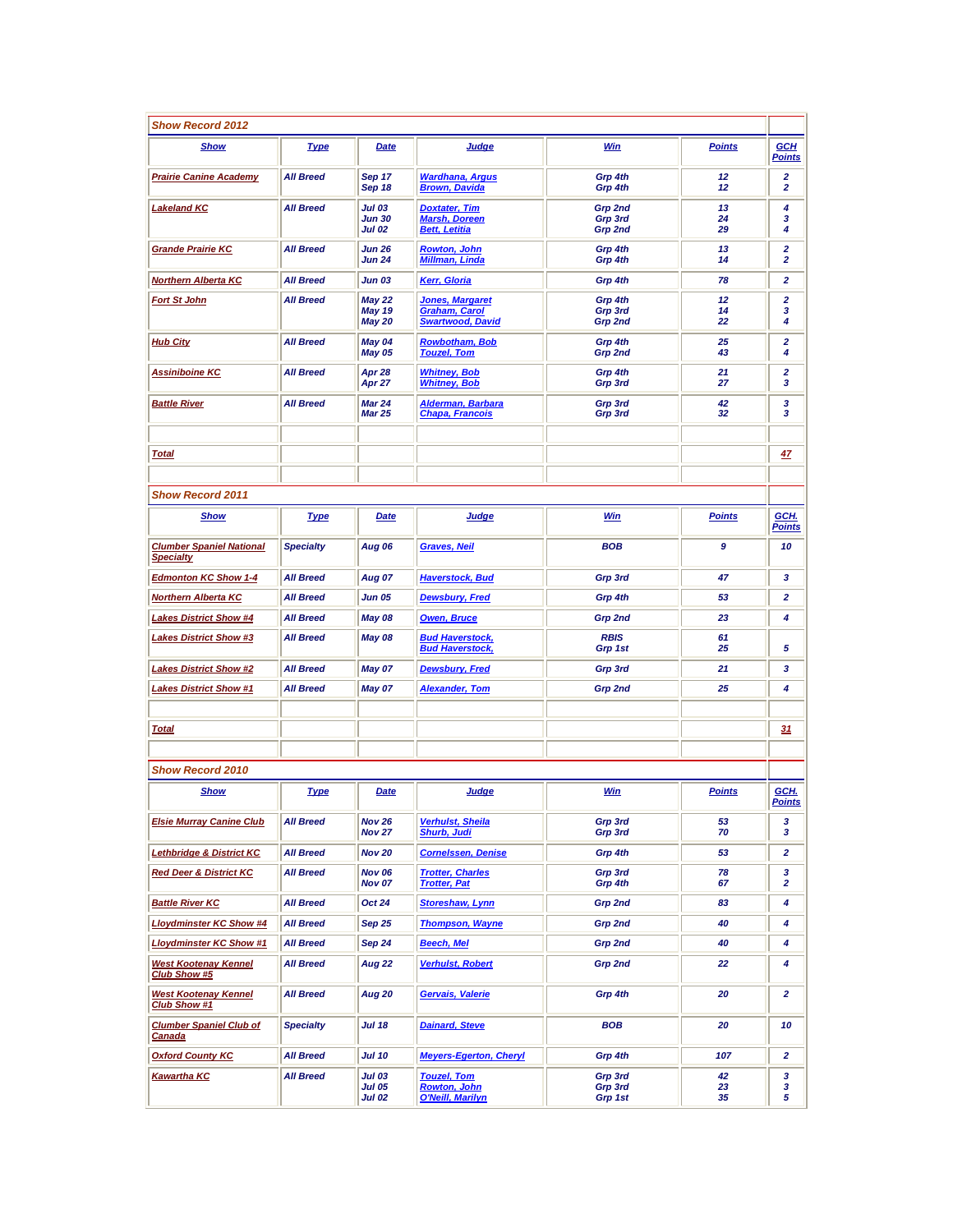## Show Record 2012

| Show | Type | Date | Judge | Win | Points | GCH Points |
|---|---|---|---|---|---|---|
| Prairie Canine Academy | All Breed | Sep 17<br>Sep 18 | Wardhana, Argus<br>Brown, Davida | Grp 4th<br>Grp 4th | 12<br>12 | 2<br>2 |
| Lakeland KC | All Breed | Jul 03<br>Jun 30<br>Jul 02 | Doxtater, Tim<br>Marsh, Doreen<br>Bett, Letitia | Grp 2nd<br>Grp 3rd<br>Grp 2nd | 13<br>24<br>29 | 4<br>3<br>4 |
| Grande Prairie KC | All Breed | Jun 26<br>Jun 24 | Rowton, John<br>Millman, Linda | Grp 4th<br>Grp 4th | 13<br>14 | 2<br>2 |
| Northern Alberta KC | All Breed | Jun 03 | Kerr, Gloria | Grp 4th | 78 | 2 |
| Fort St John | All Breed | May 22<br>May 19<br>May 20 | Jones, Margaret<br>Graham, Carol<br>Swartwood, David | Grp 4th<br>Grp 3rd<br>Grp 2nd | 12<br>14<br>22 | 2<br>3<br>4 |
| Hub City | All Breed | May 04<br>May 05 | Rowbotham, Bob<br>Touzel, Tom | Grp 4th<br>Grp 2nd | 25<br>43 | 2<br>4 |
| Assiniboine KC | All Breed | Apr 28<br>Apr 27 | Whitney, Bob<br>Whitney, Bob | Grp 4th<br>Grp 3rd | 21<br>27 | 2<br>3 |
| Battle River | All Breed | Mar 24<br>Mar 25 | Alderman, Barbara<br>Chapa, Francois | Grp 3rd<br>Grp 3rd | 42<br>32 | 3<br>3 |
| | | | | | | |
| Total | | | | | | 47 |

## Show Record 2011

| Show | Type | Date | Judge | Win | Points | GCH. Points |
|---|---|---|---|---|---|---|
| Clumber Spaniel National Specialty | Specialty | Aug 06 | Graves, Neil | BOB | 9 | 10 |
| Edmonton KC Show 1-4 | All Breed | Aug 07 | Haverstock, Bud | Grp 3rd | 47 | 3 |
| Northern Alberta KC | All Breed | Jun 05 | Dewsbury, Fred | Grp 4th | 53 | 2 |
| Lakes District Show #4 | All Breed | May 08 | Owen, Bruce | Grp 2nd | 23 | 4 |
| Lakes District Show #3 | All Breed | May 08 | Bud Haverstock,<br>Bud Haverstock, | RBIS<br>Grp 1st | 61<br>25 | 5 |
| Lakes District Show #2 | All Breed | May 07 | Dewsbury, Fred | Grp 3rd | 21 | 3 |
| Lakes District Show #1 | All Breed | May 07 | Alexander, Tom | Grp 2nd | 25 | 4 |
| | | | | | | |
| Total | | | | | | 31 |

## Show Record 2010

| Show | Type | Date | Judge | Win | Points | GCH. Points |
|---|---|---|---|---|---|---|
| Elsie Murray Canine Club | All Breed | Nov 26<br>Nov 27 | Verhulst, Sheila<br>Shurb, Judi | Grp 3rd<br>Grp 3rd | 53<br>70 | 3<br>3 |
| Lethbridge & District KC | All Breed | Nov 20 | Cornelssen, Denise | Grp 4th | 53 | 2 |
| Red Deer & District KC | All Breed | Nov 06<br>Nov 07 | Trotter, Charles<br>Trotter, Pat | Grp 3rd<br>Grp 4th | 78<br>67 | 3<br>2 |
| Battle River KC | All Breed | Oct 24 | Storeshaw, Lynn | Grp 2nd | 83 | 4 |
| Lloydminster KC Show #4 | All Breed | Sep 25 | Thompson, Wayne | Grp 2nd | 40 | 4 |
| Lloydminster KC Show #1 | All Breed | Sep 24 | Beech, Mel | Grp 2nd | 40 | 4 |
| West Kootenay Kennel Club Show #5 | All Breed | Aug 22 | Verhulst, Robert | Grp 2nd | 22 | 4 |
| West Kootenay Kennel Club Show #1 | All Breed | Aug 20 | Gervais, Valerie | Grp 4th | 20 | 2 |
| Clumber Spaniel Club of Canada | Specialty | Jul 18 | Dainard, Steve | BOB | 20 | 10 |
| Oxford County KC | All Breed | Jul 10 | Meyers-Egerton, Cheryl | Grp 4th | 107 | 2 |
| Kawartha KC | All Breed | Jul 03<br>Jul 05<br>Jul 02 | Touzel, Tom<br>Rowton, John<br>O'Neill, Marilyn | Grp 3rd<br>Grp 3rd<br>Grp 1st | 42<br>23<br>35 | 3<br>3<br>5 |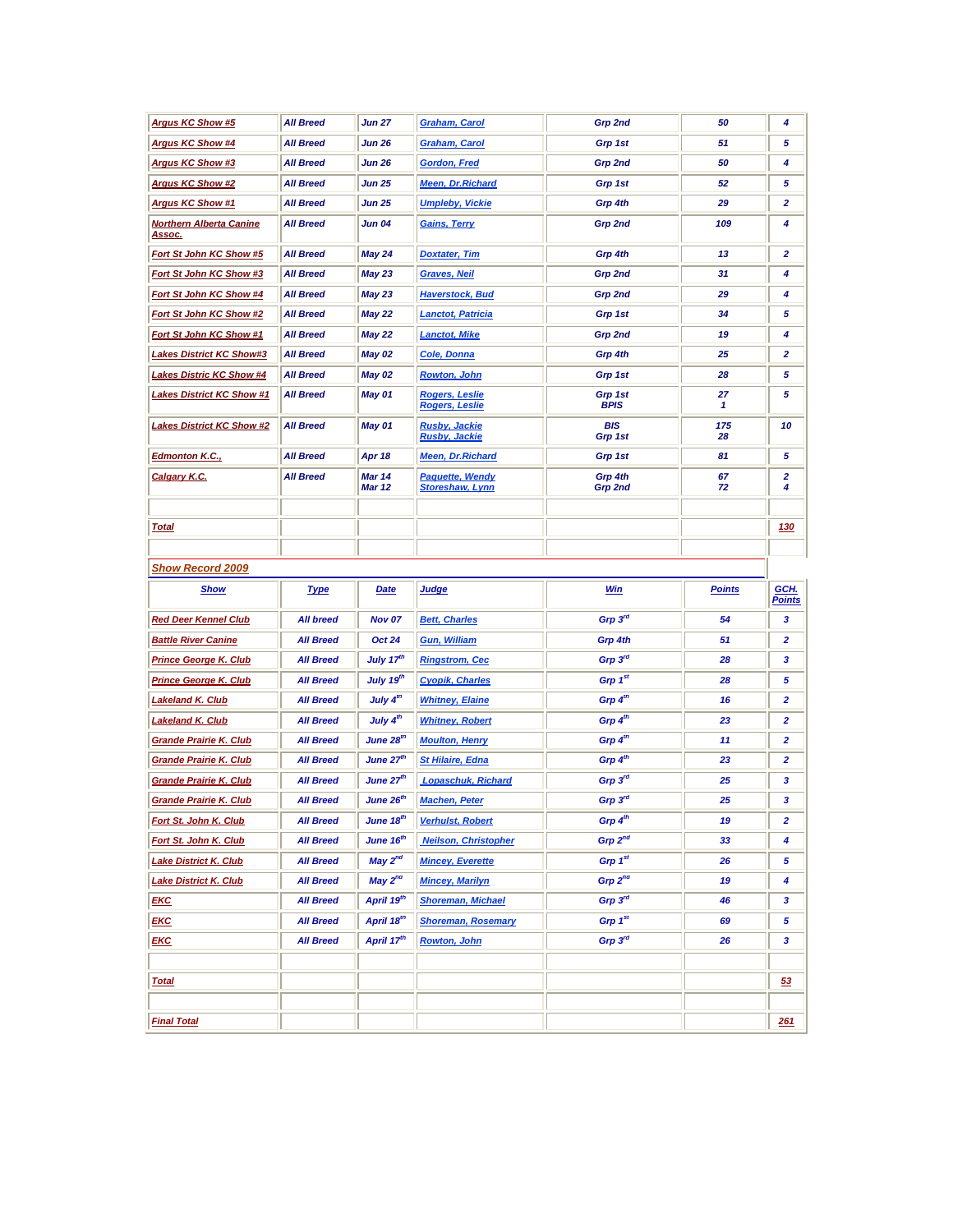| | | | | | | |
|---|---|---|---|---|---|---|
| Argus KC Show #5 | All Breed | Jun 27 | Graham, Carol | Grp 2nd | 50 | 4 |
| Argus KC Show #4 | All Breed | Jun 26 | Graham, Carol | Grp 1st | 51 | 5 |
| Argus KC Show #3 | All Breed | Jun 26 | Gordon, Fred | Grp 2nd | 50 | 4 |
| Argus KC Show #2 | All Breed | Jun 25 | Meen, Dr.Richard | Grp 1st | 52 | 5 |
| Argus KC Show #1 | All Breed | Jun 25 | Umpleby, Vickie | Grp 4th | 29 | 2 |
| Northern Alberta Canine Assoc. | All Breed | Jun 04 | Gains, Terry | Grp 2nd | 109 | 4 |
| Fort St John KC Show #5 | All Breed | May 24 | Doxtater, Tim | Grp 4th | 13 | 2 |
| Fort St John KC Show #3 | All Breed | May 23 | Graves, Neil | Grp 2nd | 31 | 4 |
| Fort St John KC Show #4 | All Breed | May 23 | Haverstock, Bud | Grp 2nd | 29 | 4 |
| Fort St John KC Show #2 | All Breed | May 22 | Lanctot, Patricia | Grp 1st | 34 | 5 |
| Fort St John KC Show #1 | All Breed | May 22 | Lanctot, Mike | Grp 2nd | 19 | 4 |
| Lakes District KC Show#3 | All Breed | May 02 | Cole, Donna | Grp 4th | 25 | 2 |
| Lakes Distric KC Show #4 | All Breed | May 02 | Rowton, John | Grp 1st | 28 | 5 |
| Lakes District KC Show #1 | All Breed | May 01 | Rogers, Leslie<br>Rogers, Leslie | Grp 1st<br>BPIS | 27<br>1 | 5 |
| Lakes District KC Show #2 | All Breed | May 01 | Rusby, Jackie<br>Rusby, Jackie | BIS<br>Grp 1st | 175<br>28 | 10 |
| Edmonton K.C., | All Breed | Apr 18 | Meen, Dr.Richard | Grp 1st | 81 | 5 |
| Calgary K.C. | All Breed | Mar 14<br>Mar 12 | Paquette, Wendy<br>Storeshaw, Lynn | Grp 4th<br>Grp 2nd | 67<br>72 | 2<br>4 |
| | | | | | | |
| Total | | | | | | 130 |

## Show Record 2009

| Show | Type | Date | Judge | Win | Points | GCH. Points |
|---|---|---|---|---|---|---|
| Red Deer Kennel Club | All breed | Nov 07 | Bett, Charles | Grp 3rd | 54 | 3 |
| Battle River Canine | All Breed | Oct 24 | Gun, William | Grp 4th | 51 | 2 |
| Prince George K. Club | All Breed | July 17th | Ringstrom, Cec | Grp 3rd | 28 | 3 |
| Prince George K. Club | All Breed | July 19th | Cyopik, Charles | Grp 1st | 28 | 5 |
| Lakeland K. Club | All Breed | July 4th | Whitney, Elaine | Grp 4th | 16 | 2 |
| Lakeland K. Club | All Breed | July 4th | Whitney, Robert | Grp 4th | 23 | 2 |
| Grande Prairie K. Club | All Breed | June 28th | Moulton, Henry | Grp 4th | 11 | 2 |
| Grande Prairie K. Club | All Breed | June 27th | St Hilaire, Edna | Grp 4th | 23 | 2 |
| Grande Prairie K. Club | All Breed | June 27th | Lopaschuk, Richard | Grp 3rd | 25 | 3 |
| Grande Prairie K. Club | All Breed | June 26th | Machen, Peter | Grp 3rd | 25 | 3 |
| Fort St. John K. Club | All Breed | June 18th | Verhulst, Robert | Grp 4th | 19 | 2 |
| Fort St. John K. Club | All Breed | June 16th | Neilson, Christopher | Grp 2nd | 33 | 4 |
| Lake District K. Club | All Breed | May 2nd | Mincey, Everette | Grp 1st | 26 | 5 |
| Lake District K. Club | All Breed | May 2nd | Mincey, Marilyn | Grp 2nd | 19 | 4 |
| EKC | All Breed | April 19th | Shoreman, Michael | Grp 3rd | 46 | 3 |
| EKC | All Breed | April 18th | Shoreman, Rosemary | Grp 1st | 69 | 5 |
| EKC | All Breed | April 17th | Rowton, John | Grp 3rd | 26 | 3 |
| | | | | | | |
| Total | | | | | | 53 |
| | | | | | | |
| Final Total | | | | | | 261 |